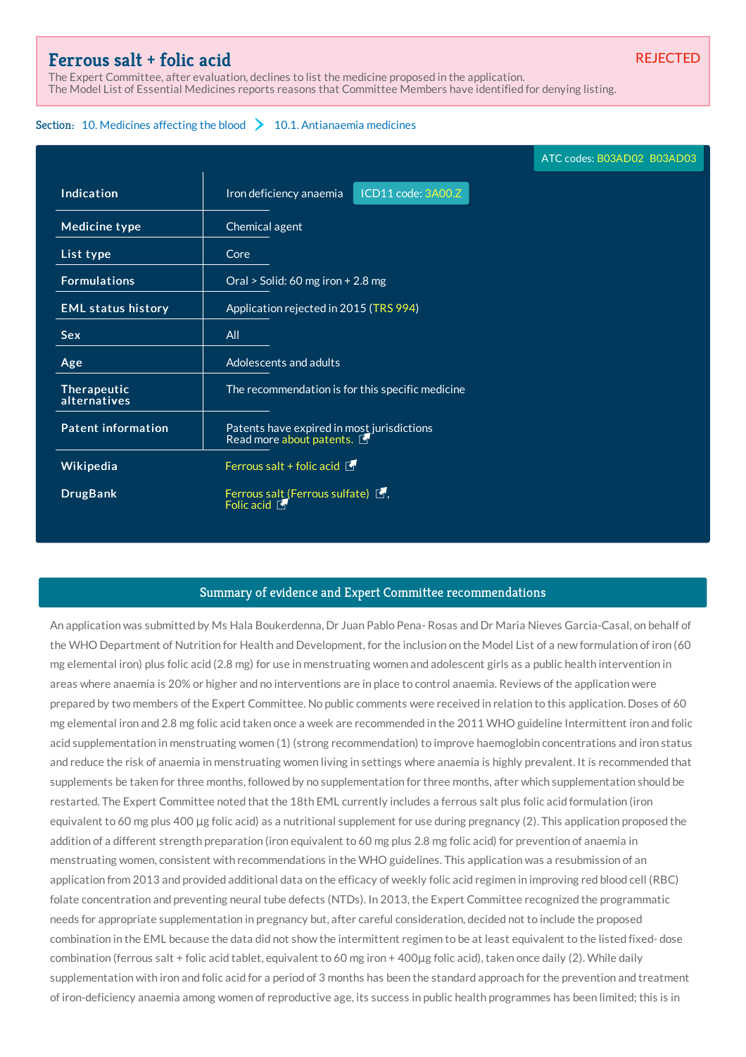# Ferrous salt + folic acid

REJECTED

The Expert Committee, after evaluation, declines to list the medicine proposed in the application.
The Model List of Essential Medicines reports reasons that Committee Members have identified for denying listing.

**Section:** 10. Medicines affecting the blood > 10.1. Antianaemia medicines

ATC codes: B03AD02 B03AD03

| | |
|---|---|
| **Indication** | Iron deficiency anaemia ICD11 code: 3A00.Z |
| **Medicine type** | Chemical agent |
| **List type** | Core |
| **Formulations** | Oral > Solid: 60 mg iron + 2.8 mg |
| **EML status history** | Application rejected in 2015 (TRS 994) |
| **Sex** | All |
| **Age** | Adolescents and adults |
| **Therapeutic alternatives** | The recommendation is for this specific medicine |
| **Patent information** | Patents have expired in most jurisdictions<br>Read more about patents. |
| **Wikipedia** | Ferrous salt + folic acid |
| **DrugBank** | Ferrous salt (Ferrous sulfate), Folic acid |

## Summary of evidence and Expert Committee recommendations

An application was submitted by Ms Hala Boukerdenna, Dr Juan Pablo Pena- Rosas and Dr Maria Nieves Garcia-Casal, on behalf of the WHO Department of Nutrition for Health and Development, for the inclusion on the Model List of a new formulation of iron (60 mg elemental iron) plus folic acid (2.8 mg) for use in menstruating women and adolescent girls as a public health intervention in areas where anaemia is 20% or higher and no interventions are in place to control anaemia. Reviews of the application were prepared by two members of the Expert Committee. No public comments were received in relation to this application. Doses of 60 mg elemental iron and 2.8 mg folic acid taken once a week are recommended in the 2011 WHO guideline Intermittent iron and folic acid supplementation in menstruating women (1) (strong recommendation) to improve haemoglobin concentrations and iron status and reduce the risk of anaemia in menstruating women living in settings where anaemia is highly prevalent. It is recommended that supplements be taken for three months, followed by no supplementation for three months, after which supplementation should be restarted. The Expert Committee noted that the 18th EML currently includes a ferrous salt plus folic acid formulation (iron equivalent to 60 mg plus 400 µg folic acid) as a nutritional supplement for use during pregnancy (2). This application proposed the addition of a different strength preparation (iron equivalent to 60 mg plus 2.8 mg folic acid) for prevention of anaemia in menstruating women, consistent with recommendations in the WHO guidelines. This application was a resubmission of an application from 2013 and provided additional data on the efficacy of weekly folic acid regimen in improving red blood cell (RBC) folate concentration and preventing neural tube defects (NTDs). In 2013, the Expert Committee recognized the programmatic needs for appropriate supplementation in pregnancy but, after careful consideration, decided not to include the proposed combination in the EML because the data did not show the intermittent regimen to be at least equivalent to the listed fixed- dose combination (ferrous salt + folic acid tablet, equivalent to 60 mg iron + 400µg folic acid), taken once daily (2). While daily supplementation with iron and folic acid for a period of 3 months has been the standard approach for the prevention and treatment of iron-deficiency anaemia among women of reproductive age, its success in public health programmes has been limited; this is in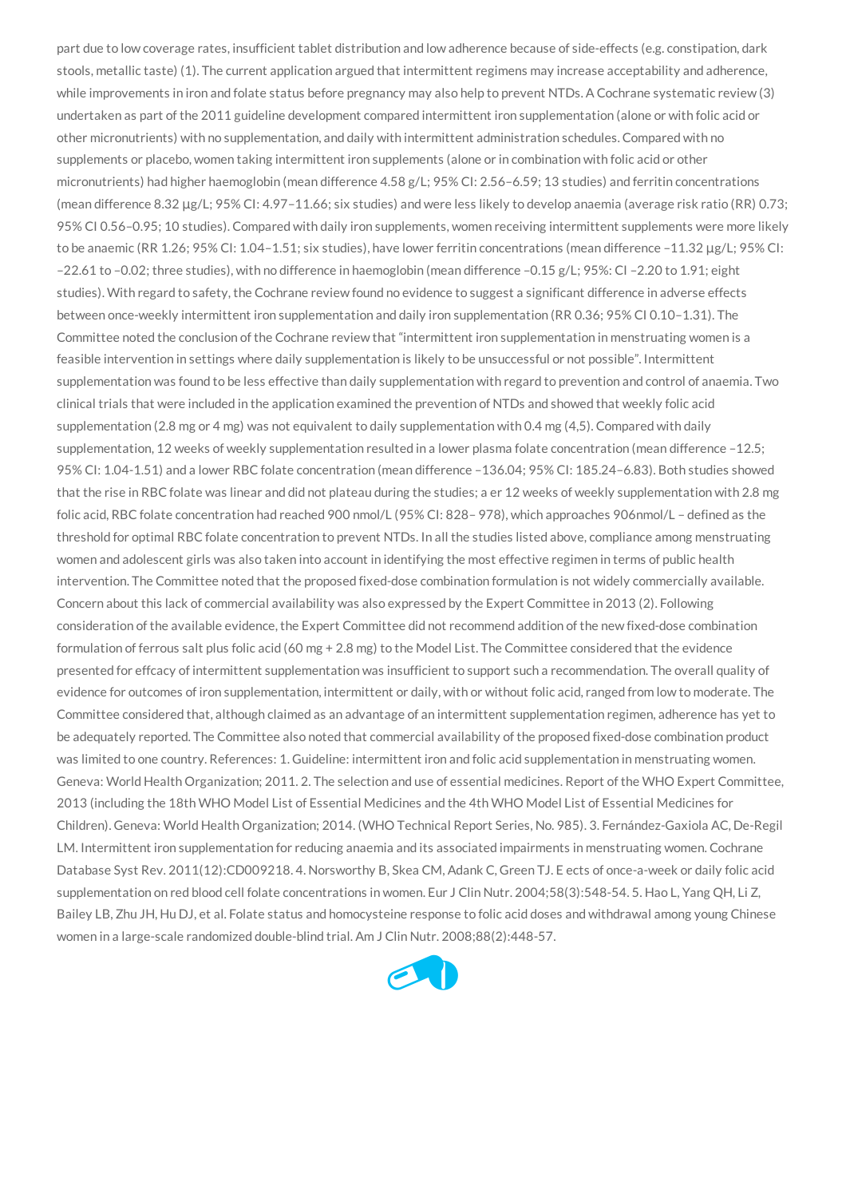part due to low coverage rates, insufficient tablet distribution and low adherence because of side-effects (e.g. constipation, dark stools, metallic taste) (1). The current application argued that intermittent regimens may increase acceptability and adherence, while improvements in iron and folate status before pregnancy may also help to prevent NTDs. A Cochrane systematic review (3) undertaken as part of the 2011 guideline development compared intermittent iron supplementation (alone or with folic acid or other micronutrients) with no supplementation, and daily with intermittent administration schedules. Compared with no supplements or placebo, women taking intermittent iron supplements (alone or in combination with folic acid or other micronutrients) had higher haemoglobin (mean difference 4.58 g/L; 95% CI: 2.56–6.59; 13 studies) and ferritin concentrations (mean difference 8.32 µg/L; 95% CI: 4.97–11.66; six studies) and were less likely to develop anaemia (average risk ratio (RR) 0.73; 95% CI 0.56–0.95; 10 studies). Compared with daily iron supplements, women receiving intermittent supplements were more likely to be anaemic (RR 1.26; 95% CI: 1.04–1.51; six studies), have lower ferritin concentrations (mean difference –11.32 µg/L; 95% CI: –22.61 to –0.02; three studies), with no difference in haemoglobin (mean difference –0.15 g/L; 95%: CI –2.20 to 1.91; eight studies). With regard to safety, the Cochrane review found no evidence to suggest a significant difference in adverse effects between once-weekly intermittent iron supplementation and daily iron supplementation (RR 0.36; 95% CI 0.10–1.31). The Committee noted the conclusion of the Cochrane review that "intermittent iron supplementation in menstruating women is a feasible intervention in settings where daily supplementation is likely to be unsuccessful or not possible". Intermittent supplementation was found to be less effective than daily supplementation with regard to prevention and control of anaemia. Two clinical trials that were included in the application examined the prevention of NTDs and showed that weekly folic acid supplementation (2.8 mg or 4 mg) was not equivalent to daily supplementation with 0.4 mg (4,5). Compared with daily supplementation, 12 weeks of weekly supplementation resulted in a lower plasma folate concentration (mean difference –12.5; 95% CI: 1.04-1.51) and a lower RBC folate concentration (mean difference –136.04; 95% CI: 185.24–6.83). Both studies showed that the rise in RBC folate was linear and did not plateau during the studies; a er 12 weeks of weekly supplementation with 2.8 mg folic acid, RBC folate concentration had reached 900 nmol/L (95% CI: 828– 978), which approaches 906nmol/L – defined as the threshold for optimal RBC folate concentration to prevent NTDs. In all the studies listed above, compliance among menstruating women and adolescent girls was also taken into account in identifying the most effective regimen in terms of public health intervention. The Committee noted that the proposed fixed-dose combination formulation is not widely commercially available. Concern about this lack of commercial availability was also expressed by the Expert Committee in 2013 (2). Following consideration of the available evidence, the Expert Committee did not recommend addition of the new fixed-dose combination formulation of ferrous salt plus folic acid (60 mg + 2.8 mg) to the Model List. The Committee considered that the evidence presented for effcacy of intermittent supplementation was insufficient to support such a recommendation. The overall quality of evidence for outcomes of iron supplementation, intermittent or daily, with or without folic acid, ranged from low to moderate. The Committee considered that, although claimed as an advantage of an intermittent supplementation regimen, adherence has yet to be adequately reported. The Committee also noted that commercial availability of the proposed fixed-dose combination product was limited to one country. References: 1. Guideline: intermittent iron and folic acid supplementation in menstruating women. Geneva: World Health Organization; 2011. 2. The selection and use of essential medicines. Report of the WHO Expert Committee, 2013 (including the 18th WHO Model List of Essential Medicines and the 4th WHO Model List of Essential Medicines for Children). Geneva: World Health Organization; 2014. (WHO Technical Report Series, No. 985). 3. Fernández-Gaxiola AC, De-Regil LM. Intermittent iron supplementation for reducing anaemia and its associated impairments in menstruating women. Cochrane Database Syst Rev. 2011(12):CD009218. 4. Norsworthy B, Skea CM, Adank C, Green TJ. E ects of once-a-week or daily folic acid supplementation on red blood cell folate concentrations in women. Eur J Clin Nutr. 2004;58(3):548-54. 5. Hao L, Yang QH, Li Z, Bailey LB, Zhu JH, Hu DJ, et al. Folate status and homocysteine response to folic acid doses and withdrawal among young Chinese women in a large-scale randomized double-blind trial. Am J Clin Nutr. 2008;88(2):448-57.